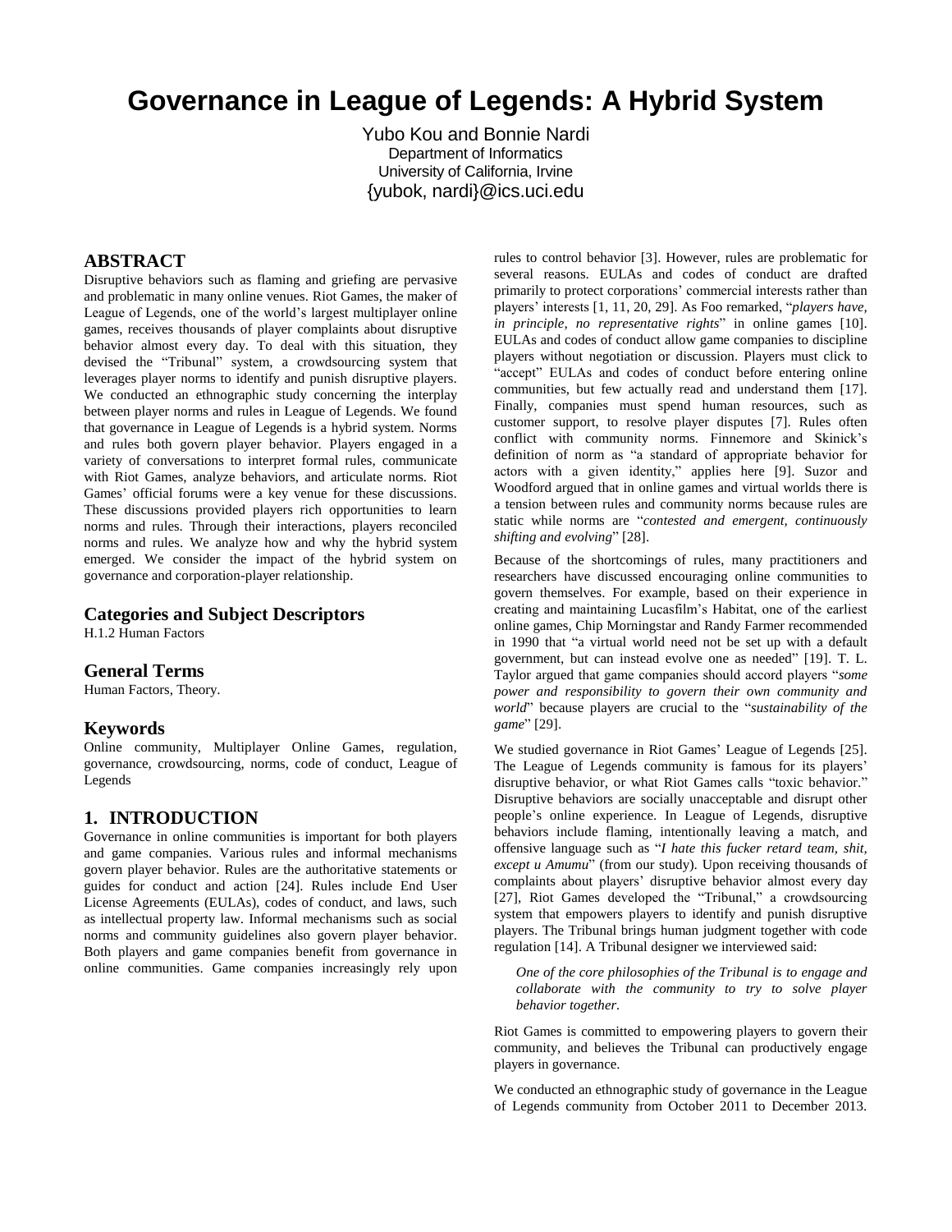# Governance in League of Legends: A Hybrid System

Yubo Kou and Bonnie Nardi
Department of Informatics
University of California, Irvine
{yubok, nardi}@ics.uci.edu

## ABSTRACT

Disruptive behaviors such as flaming and griefing are pervasive and problematic in many online venues. Riot Games, the maker of League of Legends, one of the world's largest multiplayer online games, receives thousands of player complaints about disruptive behavior almost every day. To deal with this situation, they devised the "Tribunal" system, a crowdsourcing system that leverages player norms to identify and punish disruptive players. We conducted an ethnographic study concerning the interplay between player norms and rules in League of Legends. We found that governance in League of Legends is a hybrid system. Norms and rules both govern player behavior. Players engaged in a variety of conversations to interpret formal rules, communicate with Riot Games, analyze behaviors, and articulate norms. Riot Games' official forums were a key venue for these discussions. These discussions provided players rich opportunities to learn norms and rules. Through their interactions, players reconciled norms and rules. We analyze how and why the hybrid system emerged. We consider the impact of the hybrid system on governance and corporation-player relationship.

## Categories and Subject Descriptors

H.1.2 Human Factors

## General Terms

Human Factors, Theory.

## Keywords

Online community, Multiplayer Online Games, regulation, governance, crowdsourcing, norms, code of conduct, League of Legends

## 1. INTRODUCTION

Governance in online communities is important for both players and game companies. Various rules and informal mechanisms govern player behavior. Rules are the authoritative statements or guides for conduct and action [24]. Rules include End User License Agreements (EULAs), codes of conduct, and laws, such as intellectual property law. Informal mechanisms such as social norms and community guidelines also govern player behavior. Both players and game companies benefit from governance in online communities. Game companies increasingly rely upon rules to control behavior [3]. However, rules are problematic for several reasons. EULAs and codes of conduct are drafted primarily to protect corporations' commercial interests rather than players' interests [1, 11, 20, 29]. As Foo remarked, "*players have, in principle, no representative rights*" in online games [10]. EULAs and codes of conduct allow game companies to discipline players without negotiation or discussion. Players must click to "accept" EULAs and codes of conduct before entering online communities, but few actually read and understand them [17]. Finally, companies must spend human resources, such as customer support, to resolve player disputes [7]. Rules often conflict with community norms. Finnemore and Skinick's definition of norm as "a standard of appropriate behavior for actors with a given identity," applies here [9]. Suzor and Woodford argued that in online games and virtual worlds there is a tension between rules and community norms because rules are static while norms are "*contested and emergent, continuously shifting and evolving*" [28].

Because of the shortcomings of rules, many practitioners and researchers have discussed encouraging online communities to govern themselves. For example, based on their experience in creating and maintaining Lucasfilm's Habitat, one of the earliest online games, Chip Morningstar and Randy Farmer recommended in 1990 that "a virtual world need not be set up with a default government, but can instead evolve one as needed" [19]. T. L. Taylor argued that game companies should accord players "*some power and responsibility to govern their own community and world*" because players are crucial to the "*sustainability of the game*" [29].

We studied governance in Riot Games' League of Legends [25]. The League of Legends community is famous for its players' disruptive behavior, or what Riot Games calls "toxic behavior." Disruptive behaviors are socially unacceptable and disrupt other people's online experience. In League of Legends, disruptive behaviors include flaming, intentionally leaving a match, and offensive language such as "*I hate this fucker retard team, shit, except u Amumu*" (from our study). Upon receiving thousands of complaints about players' disruptive behavior almost every day [27], Riot Games developed the "Tribunal," a crowdsourcing system that empowers players to identify and punish disruptive players. The Tribunal brings human judgment together with code regulation [14]. A Tribunal designer we interviewed said:

> *One of the core philosophies of the Tribunal is to engage and collaborate with the community to try to solve player behavior together.*

Riot Games is committed to empowering players to govern their community, and believes the Tribunal can productively engage players in governance.

We conducted an ethnographic study of governance in the League of Legends community from October 2011 to December 2013.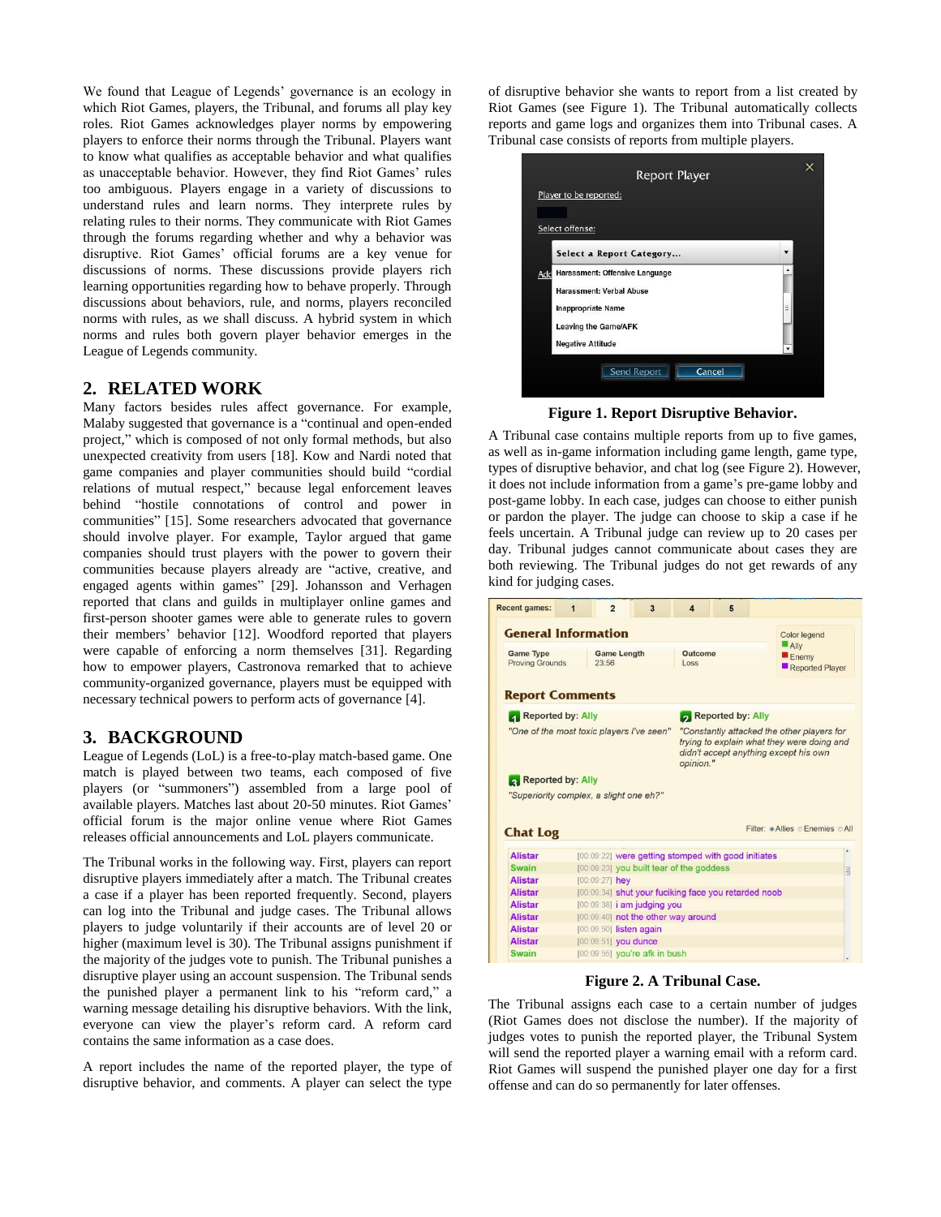We found that League of Legends' governance is an ecology in which Riot Games, players, the Tribunal, and forums all play key roles. Riot Games acknowledges player norms by empowering players to enforce their norms through the Tribunal. Players want to know what qualifies as acceptable behavior and what qualifies as unacceptable behavior. However, they find Riot Games' rules too ambiguous. Players engage in a variety of discussions to understand rules and learn norms. They interprete rules by relating rules to their norms. They communicate with Riot Games through the forums regarding whether and why a behavior was disruptive. Riot Games' official forums are a key venue for discussions of norms. These discussions provide players rich learning opportunities regarding how to behave properly. Through discussions about behaviors, rule, and norms, players reconciled norms with rules, as we shall discuss. A hybrid system in which norms and rules both govern player behavior emerges in the League of Legends community.

## 2. RELATED WORK

Many factors besides rules affect governance. For example, Malaby suggested that governance is a "continual and open-ended project," which is composed of not only formal methods, but also unexpected creativity from users [18]. Kow and Nardi noted that game companies and player communities should build "cordial relations of mutual respect," because legal enforcement leaves behind "hostile connotations of control and power in communities" [15]. Some researchers advocated that governance should involve player. For example, Taylor argued that game companies should trust players with the power to govern their communities because players already are "active, creative, and engaged agents within games" [29]. Johansson and Verhagen reported that clans and guilds in multiplayer online games and first-person shooter games were able to generate rules to govern their members' behavior [12]. Woodford reported that players were capable of enforcing a norm themselves [31]. Regarding how to empower players, Castronova remarked that to achieve community-organized governance, players must be equipped with necessary technical powers to perform acts of governance [4].

## 3. BACKGROUND

League of Legends (LoL) is a free-to-play match-based game. One match is played between two teams, each composed of five players (or "summoners") assembled from a large pool of available players. Matches last about 20-50 minutes. Riot Games' official forum is the major online venue where Riot Games releases official announcements and LoL players communicate.

The Tribunal works in the following way. First, players can report disruptive players immediately after a match. The Tribunal creates a case if a player has been reported frequently. Second, players can log into the Tribunal and judge cases. The Tribunal allows players to judge voluntarily if their accounts are of level 20 or higher (maximum level is 30). The Tribunal assigns punishment if the majority of the judges vote to punish. The Tribunal punishes a disruptive player using an account suspension. The Tribunal sends the punished player a permanent link to his "reform card," a warning message detailing his disruptive behaviors. With the link, everyone can view the player's reform card. A reform card contains the same information as a case does.

A report includes the name of the reported player, the type of disruptive behavior, and comments. A player can select the type of disruptive behavior she wants to report from a list created by Riot Games (see Figure 1). The Tribunal automatically collects reports and game logs and organizes them into Tribunal cases. A Tribunal case consists of reports from multiple players.

**Figure 1. Report Disruptive Behavior.**

A Tribunal case contains multiple reports from up to five games, as well as in-game information including game length, game type, types of disruptive behavior, and chat log (see Figure 2). However, it does not include information from a game's pre-game lobby and post-game lobby. In each case, judges can choose to either punish or pardon the player. The judge can choose to skip a case if he feels uncertain. A Tribunal judge can review up to 20 cases per day. Tribunal judges cannot communicate about cases they are both reviewing. The Tribunal judges do not get rewards of any kind for judging cases.

**Figure 2. A Tribunal Case.**

The Tribunal assigns each case to a certain number of judges (Riot Games does not disclose the number). If the majority of judges votes to punish the reported player, the Tribunal System will send the reported player a warning email with a reform card. Riot Games will suspend the punished player one day for a first offense and can do so permanently for later offenses.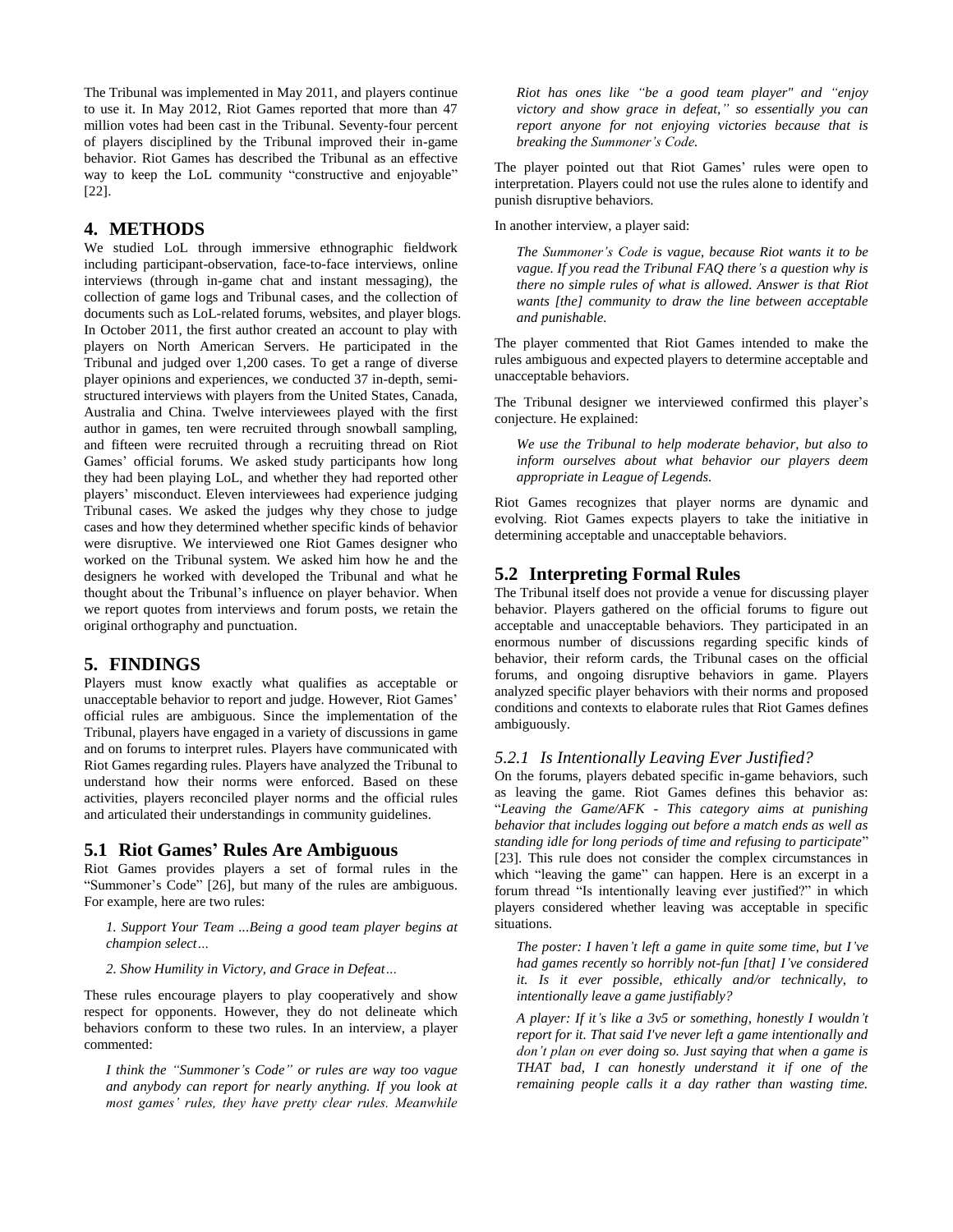The Tribunal was implemented in May 2011, and players continue to use it. In May 2012, Riot Games reported that more than 47 million votes had been cast in the Tribunal. Seventy-four percent of players disciplined by the Tribunal improved their in-game behavior. Riot Games has described the Tribunal as an effective way to keep the LoL community "constructive and enjoyable" [22].

## 4. METHODS

We studied LoL through immersive ethnographic fieldwork including participant-observation, face-to-face interviews, online interviews (through in-game chat and instant messaging), the collection of game logs and Tribunal cases, and the collection of documents such as LoL-related forums, websites, and player blogs. In October 2011, the first author created an account to play with players on North American Servers. He participated in the Tribunal and judged over 1,200 cases. To get a range of diverse player opinions and experiences, we conducted 37 in-depth, semi-structured interviews with players from the United States, Canada, Australia and China. Twelve interviewees played with the first author in games, ten were recruited through snowball sampling, and fifteen were recruited through a recruiting thread on Riot Games' official forums. We asked study participants how long they had been playing LoL, and whether they had reported other players' misconduct. Eleven interviewees had experience judging Tribunal cases. We asked the judges why they chose to judge cases and how they determined whether specific kinds of behavior were disruptive. We interviewed one Riot Games designer who worked on the Tribunal system. We asked him how he and the designers he worked with developed the Tribunal and what he thought about the Tribunal's influence on player behavior. When we report quotes from interviews and forum posts, we retain the original orthography and punctuation.

## 5. FINDINGS

Players must know exactly what qualifies as acceptable or unacceptable behavior to report and judge. However, Riot Games' official rules are ambiguous. Since the implementation of the Tribunal, players have engaged in a variety of discussions in game and on forums to interpret rules. Players have communicated with Riot Games regarding rules. Players have analyzed the Tribunal to understand how their norms were enforced. Based on these activities, players reconciled player norms and the official rules and articulated their understandings in community guidelines.

### 5.1 Riot Games' Rules Are Ambiguous

Riot Games provides players a set of formal rules in the "Summoner's Code" [26], but many of the rules are ambiguous. For example, here are two rules:

> *1. Support Your Team ...Being a good team player begins at champion select…*
>
> *2. Show Humility in Victory, and Grace in Defeat…*

These rules encourage players to play cooperatively and show respect for opponents. However, they do not delineate which behaviors conform to these two rules. In an interview, a player commented:

> *I think the "Summoner's Code" or rules are way too vague and anybody can report for nearly anything. If you look at most games' rules, they have pretty clear rules. Meanwhile Riot has ones like "be a good team player" and "enjoy victory and show grace in defeat," so essentially you can report anyone for not enjoying victories because that is breaking the Summoner's Code.*

The player pointed out that Riot Games' rules were open to interpretation. Players could not use the rules alone to identify and punish disruptive behaviors.

In another interview, a player said:

> *The Summoner's Code is vague, because Riot wants it to be vague. If you read the Tribunal FAQ there's a question why is there no simple rules of what is allowed. Answer is that Riot wants [the] community to draw the line between acceptable and punishable.*

The player commented that Riot Games intended to make the rules ambiguous and expected players to determine acceptable and unacceptable behaviors.

The Tribunal designer we interviewed confirmed this player's conjecture. He explained:

> *We use the Tribunal to help moderate behavior, but also to inform ourselves about what behavior our players deem appropriate in League of Legends.*

Riot Games recognizes that player norms are dynamic and evolving. Riot Games expects players to take the initiative in determining acceptable and unacceptable behaviors.

### 5.2 Interpreting Formal Rules

The Tribunal itself does not provide a venue for discussing player behavior. Players gathered on the official forums to figure out acceptable and unacceptable behaviors. They participated in an enormous number of discussions regarding specific kinds of behavior, their reform cards, the Tribunal cases on the official forums, and ongoing disruptive behaviors in game. Players analyzed specific player behaviors with their norms and proposed conditions and contexts to elaborate rules that Riot Games defines ambiguously.

#### *5.2.1 Is Intentionally Leaving Ever Justified?*

On the forums, players debated specific in-game behaviors, such as leaving the game. Riot Games defines this behavior as: "*Leaving the Game/AFK - This category aims at punishing behavior that includes logging out before a match ends as well as standing idle for long periods of time and refusing to participate*" [23]. This rule does not consider the complex circumstances in which "leaving the game" can happen. Here is an excerpt in a forum thread "Is intentionally leaving ever justified?" in which players considered whether leaving was acceptable in specific situations.

> *The poster: I haven't left a game in quite some time, but I've had games recently so horribly not-fun [that] I've considered it. Is it ever possible, ethically and/or technically, to intentionally leave a game justifiably?*
>
> *A player: If it's like a 3v5 or something, honestly I wouldn't report for it. That said I've never left a game intentionally and don't plan on ever doing so. Just saying that when a game is THAT bad, I can honestly understand it if one of the remaining people calls it a day rather than wasting time.*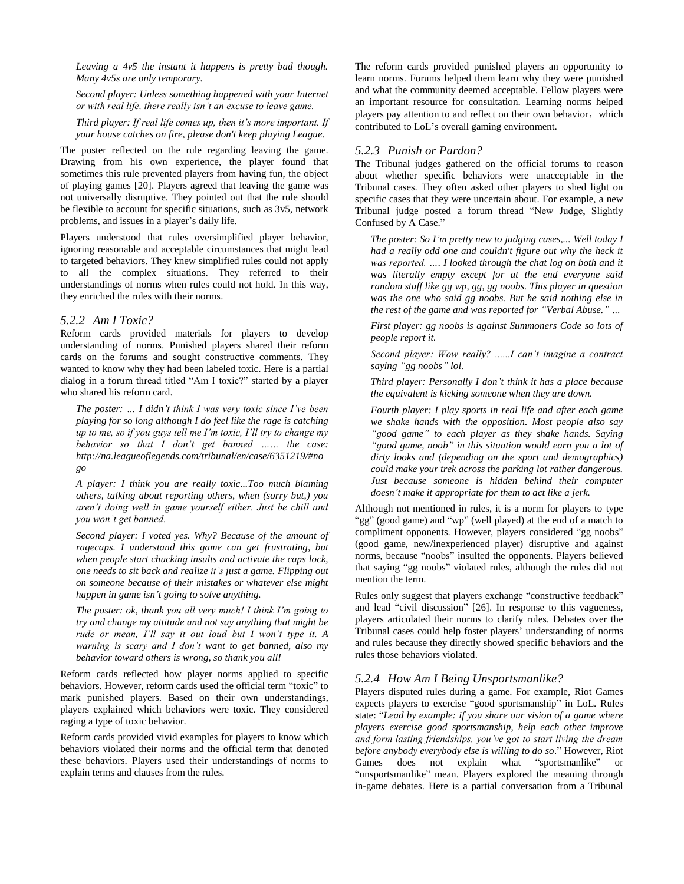*Leaving a 4v5 the instant it happens is pretty bad though. Many 4v5s are only temporary.*

*Second player: Unless something happened with your Internet or with real life, there really isn't an excuse to leave game.*

*Third player: If real life comes up, then it's more important. If your house catches on fire, please don't keep playing League.*

The poster reflected on the rule regarding leaving the game. Drawing from his own experience, the player found that sometimes this rule prevented players from having fun, the object of playing games [20]. Players agreed that leaving the game was not universally disruptive. They pointed out that the rule should be flexible to account for specific situations, such as 3v5, network problems, and issues in a player's daily life.

Players understood that rules oversimplified player behavior, ignoring reasonable and acceptable circumstances that might lead to targeted behaviors. They knew simplified rules could not apply to all the complex situations. They referred to their understandings of norms when rules could not hold. In this way, they enriched the rules with their norms.

### *5.2.2 Am I Toxic?*

Reform cards provided materials for players to develop understanding of norms. Punished players shared their reform cards on the forums and sought constructive comments. They wanted to know why they had been labeled toxic. Here is a partial dialog in a forum thread titled "Am I toxic?" started by a player who shared his reform card.

*The poster: ... I didn't think I was very toxic since I've been playing for so long although I do feel like the rage is catching up to me, so if you guys tell me I'm toxic, I'll try to change my behavior so that I don't get banned …… the case: http://na.leagueoflegends.com/tribunal/en/case/6351219/#nogo*

*A player: I think you are really toxic...Too much blaming others, talking about reporting others, when (sorry but,) you aren't doing well in game yourself either. Just be chill and you won't get banned.*

*Second player: I voted yes. Why? Because of the amount of ragecaps. I understand this game can get frustrating, but when people start chucking insults and activate the caps lock, one needs to sit back and realize it's just a game. Flipping out on someone because of their mistakes or whatever else might happen in game isn't going to solve anything.*

*The poster: ok, thank you all very much! I think I'm going to try and change my attitude and not say anything that might be rude or mean, I'll say it out loud but I won't type it. A warning is scary and I don't want to get banned, also my behavior toward others is wrong, so thank you all!*

Reform cards reflected how player norms applied to specific behaviors. However, reform cards used the official term "toxic" to mark punished players. Based on their own understandings, players explained which behaviors were toxic. They considered raging a type of toxic behavior.

Reform cards provided vivid examples for players to know which behaviors violated their norms and the official term that denoted these behaviors. Players used their understandings of norms to explain terms and clauses from the rules.

The reform cards provided punished players an opportunity to learn norms. Forums helped them learn why they were punished and what the community deemed acceptable. Fellow players were an important resource for consultation. Learning norms helped players pay attention to and reflect on their own behavior，which contributed to LoL's overall gaming environment.

### *5.2.3 Punish or Pardon?*

The Tribunal judges gathered on the official forums to reason about whether specific behaviors were unacceptable in the Tribunal cases. They often asked other players to shed light on specific cases that they were uncertain about. For example, a new Tribunal judge posted a forum thread "New Judge, Slightly Confused by A Case."

*The poster: So I'm pretty new to judging cases,... Well today I had a really odd one and couldn't figure out why the heck it was reported. …. I looked through the chat log on both and it was literally empty except for at the end everyone said random stuff like gg wp, gg, gg noobs. This player in question was the one who said gg noobs. But he said nothing else in the rest of the game and was reported for "Verbal Abuse." ...*

*First player: gg noobs is against Summoners Code so lots of people report it.*

*Second player: Wow really? ......I can't imagine a contract saying "gg noobs" lol.*

*Third player: Personally I don't think it has a place because the equivalent is kicking someone when they are down.*

*Fourth player: I play sports in real life and after each game we shake hands with the opposition. Most people also say "good game" to each player as they shake hands. Saying "good game, noob" in this situation would earn you a lot of dirty looks and (depending on the sport and demographics) could make your trek across the parking lot rather dangerous. Just because someone is hidden behind their computer doesn't make it appropriate for them to act like a jerk.*

Although not mentioned in rules, it is a norm for players to type "gg" (good game) and "wp" (well played) at the end of a match to compliment opponents. However, players considered "gg noobs" (good game, new/inexperienced player) disruptive and against norms, because "noobs" insulted the opponents. Players believed that saying "gg noobs" violated rules, although the rules did not mention the term.

Rules only suggest that players exchange "constructive feedback" and lead "civil discussion" [26]. In response to this vagueness, players articulated their norms to clarify rules. Debates over the Tribunal cases could help foster players' understanding of norms and rules because they directly showed specific behaviors and the rules those behaviors violated.

### *5.2.4 How Am I Being Unsportsmanlike?*

Players disputed rules during a game. For example, Riot Games expects players to exercise "good sportsmanship" in LoL. Rules state: "*Lead by example: if you share our vision of a game where players exercise good sportsmanship, help each other improve and form lasting friendships, you've got to start living the dream before anybody everybody else is willing to do so*." However, Riot Games does not explain what "sportsmanlike" or "unsportsmanlike" mean. Players explored the meaning through in-game debates. Here is a partial conversation from a Tribunal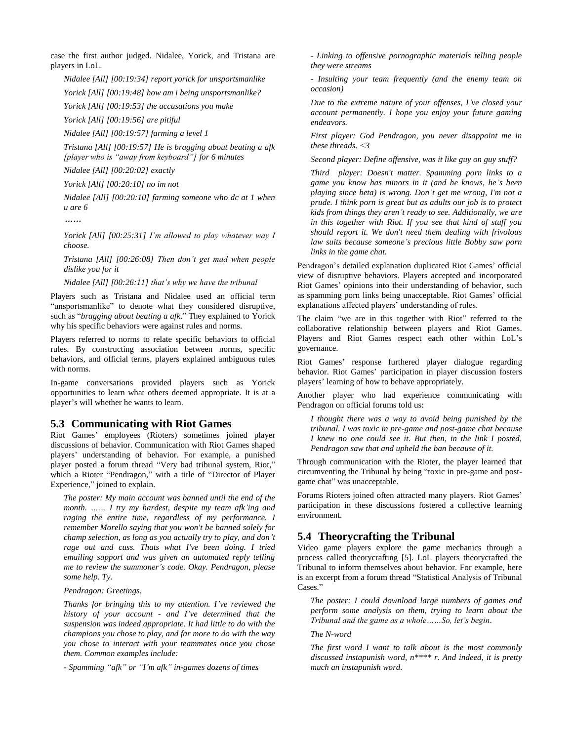case the first author judged. Nidalee, Yorick, and Tristana are players in LoL.

*Nidalee [All] [00:19:34] report yorick for unsportsmanlike*

*Yorick [All] [00:19:48] how am i being unsportsmanlike?*

*Yorick [All] [00:19:53] the accusations you make*

*Yorick [All] [00:19:56] are pitiful*

*Nidalee [All] [00:19:57] farming a level 1*

*Tristana [All] [00:19:57] He is bragging about beating a afk [player who is "away from keyboard"] for 6 minutes*

*Nidalee [All] [00:20:02] exactly*

*Yorick [All] [00:20:10] no im not*

*Nidalee [All] [00:20:10] farming someone who dc at 1 when u are 6*

*……*

*Yorick [All] [00:25:31] I'm allowed to play whatever way I choose.*

*Tristana [All] [00:26:08] Then don't get mad when people dislike you for it*

*Nidalee [All] [00:26:11] that's why we have the tribunal*

Players such as Tristana and Nidalee used an official term "unsportsmanlike" to denote what they considered disruptive, such as "*bragging about beating a afk*." They explained to Yorick why his specific behaviors were against rules and norms.

Players referred to norms to relate specific behaviors to official rules. By constructing association between norms, specific behaviors, and official terms, players explained ambiguous rules with norms.

In-game conversations provided players such as Yorick opportunities to learn what others deemed appropriate. It is at a player's will whether he wants to learn.

## 5.3 Communicating with Riot Games

Riot Games' employees (Rioters) sometimes joined player discussions of behavior. Communication with Riot Games shaped players' understanding of behavior. For example, a punished player posted a forum thread "Very bad tribunal system, Riot," which a Rioter "Pendragon," with a title of "Director of Player Experience," joined to explain.

*The poster: My main account was banned until the end of the month. …… I try my hardest, despite my team afk'ing and raging the entire time, regardless of my performance. I remember Morello saying that you won't be banned solely for champ selection, as long as you actually try to play, and don't rage out and cuss. Thats what I've been doing. I tried emailing support and was given an automated reply telling me to review the summoner's code. Okay. Pendragon, please some help. Ty.*

*Pendragon: Greetings,*

*Thanks for bringing this to my attention. I've reviewed the history of your account - and I've determined that the suspension was indeed appropriate. It had little to do with the champions you chose to play, and far more to do with the way you chose to interact with your teammates once you chose them. Common examples include:*

*- Spamming "afk" or "I'm afk" in-games dozens of times*

*- Linking to offensive pornographic materials telling people they were streams*

*- Insulting your team frequently (and the enemy team on occasion)*

*Due to the extreme nature of your offenses, I've closed your account permanently. I hope you enjoy your future gaming endeavors.*

*First player: God Pendragon, you never disappoint me in these threads. <3*

*Second player: Define offensive, was it like guy on guy stuff?*

*Third player: Doesn't matter. Spamming porn links to a game you know has minors in it (and he knows, he's been playing since beta) is wrong. Don't get me wrong, I'm not a prude. I think porn is great but as adults our job is to protect kids from things they aren't ready to see. Additionally, we are in this together with Riot. If you see that kind of stuff you should report it. We don't need them dealing with frivolous law suits because someone's precious little Bobby saw porn links in the game chat.*

Pendragon's detailed explanation duplicated Riot Games' official view of disruptive behaviors. Players accepted and incorporated Riot Games' opinions into their understanding of behavior, such as spamming porn links being unacceptable. Riot Games' official explanations affected players' understanding of rules.

The claim "we are in this together with Riot" referred to the collaborative relationship between players and Riot Games. Players and Riot Games respect each other within LoL's governance.

Riot Games' response furthered player dialogue regarding behavior. Riot Games' participation in player discussion fosters players' learning of how to behave appropriately.

Another player who had experience communicating with Pendragon on official forums told us:

*I thought there was a way to avoid being punished by the tribunal. I was toxic in pre-game and post-game chat because I knew no one could see it. But then, in the link I posted, Pendragon saw that and upheld the ban because of it.*

Through communication with the Rioter, the player learned that circumventing the Tribunal by being "toxic in pre-game and post-game chat" was unacceptable.

Forums Rioters joined often attracted many players. Riot Games' participation in these discussions fostered a collective learning environment.

## 5.4 Theorycrafting the Tribunal

Video game players explore the game mechanics through a process called theorycrafting [5]. LoL players theorycrafted the Tribunal to inform themselves about behavior. For example, here is an excerpt from a forum thread "Statistical Analysis of Tribunal Cases."

*The poster: I could download large numbers of games and perform some analysis on them, trying to learn about the Tribunal and the game as a whole……So, let's begin.*

*The N-word*

*The first word I want to talk about is the most commonly discussed instapunish word, n\*\*\*\* r. And indeed, it is pretty much an instapunish word.*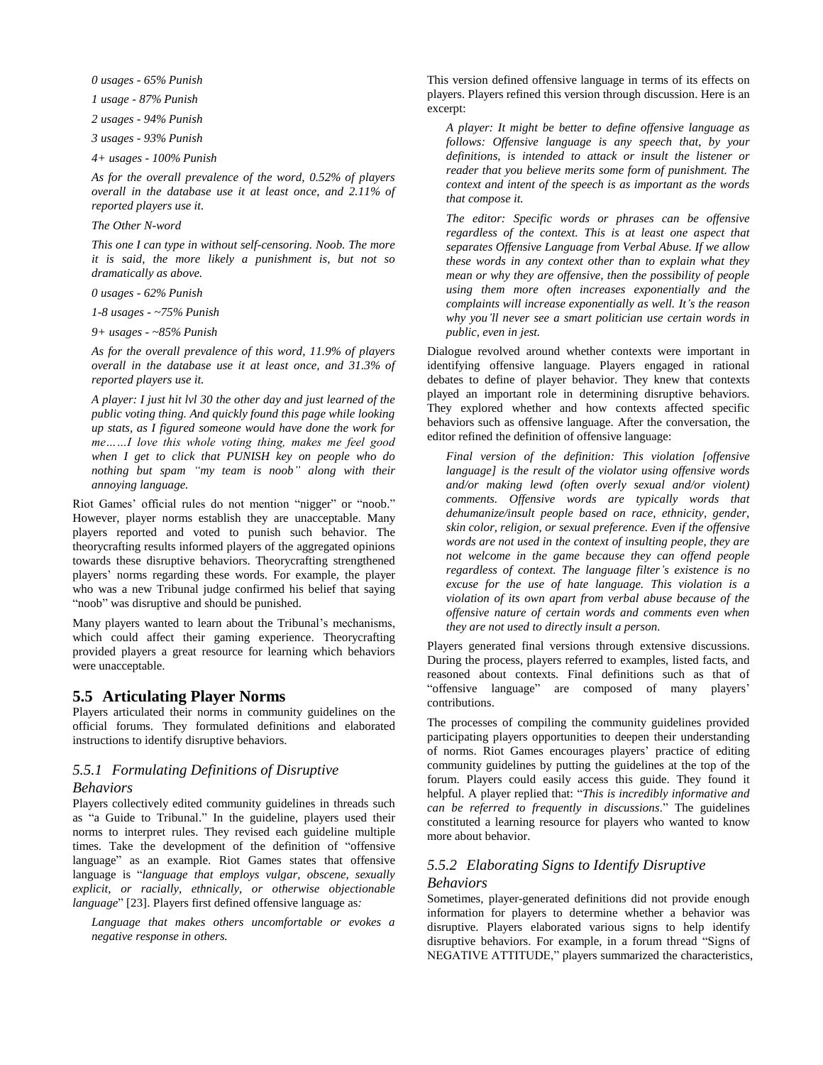*0 usages - 65% Punish*

*1 usage - 87% Punish*

*2 usages - 94% Punish*

*3 usages - 93% Punish*

*4+ usages - 100% Punish*

*As for the overall prevalence of the word, 0.52% of players overall in the database use it at least once, and 2.11% of reported players use it.*

*The Other N-word*

*This one I can type in without self-censoring. Noob. The more it is said, the more likely a punishment is, but not so dramatically as above.*

*0 usages - 62% Punish*

*1-8 usages - ~75% Punish*

*9+ usages - ~85% Punish*

*As for the overall prevalence of this word, 11.9% of players overall in the database use it at least once, and 31.3% of reported players use it.*

*A player: I just hit lvl 30 the other day and just learned of the public voting thing. And quickly found this page while looking up stats, as I figured someone would have done the work for me……I love this whole voting thing, makes me feel good when I get to click that PUNISH key on people who do nothing but spam "my team is noob" along with their annoying language.*

Riot Games' official rules do not mention "nigger" or "noob." However, player norms establish they are unacceptable. Many players reported and voted to punish such behavior. The theorycrafting results informed players of the aggregated opinions towards these disruptive behaviors. Theorycrafting strengthened players' norms regarding these words. For example, the player who was a new Tribunal judge confirmed his belief that saying "noob" was disruptive and should be punished.

Many players wanted to learn about the Tribunal's mechanisms, which could affect their gaming experience. Theorycrafting provided players a great resource for learning which behaviors were unacceptable.

## 5.5 Articulating Player Norms

Players articulated their norms in community guidelines on the official forums. They formulated definitions and elaborated instructions to identify disruptive behaviors.

### *5.5.1 Formulating Definitions of Disruptive Behaviors*

Players collectively edited community guidelines in threads such as "a Guide to Tribunal." In the guideline, players used their norms to interpret rules. They revised each guideline multiple times. Take the development of the definition of "offensive language" as an example. Riot Games states that offensive language is "*language that employs vulgar, obscene, sexually explicit, or racially, ethnically, or otherwise objectionable language*" [23]. Players first defined offensive language as:

*Language that makes others uncomfortable or evokes a negative response in others.*

This version defined offensive language in terms of its effects on players. Players refined this version through discussion. Here is an excerpt:

*A player: It might be better to define offensive language as follows: Offensive language is any speech that, by your definitions, is intended to attack or insult the listener or reader that you believe merits some form of punishment. The context and intent of the speech is as important as the words that compose it.*

*The editor: Specific words or phrases can be offensive regardless of the context. This is at least one aspect that separates Offensive Language from Verbal Abuse. If we allow these words in any context other than to explain what they mean or why they are offensive, then the possibility of people using them more often increases exponentially and the complaints will increase exponentially as well. It's the reason why you'll never see a smart politician use certain words in public, even in jest.*

Dialogue revolved around whether contexts were important in identifying offensive language. Players engaged in rational debates to define of player behavior. They knew that contexts played an important role in determining disruptive behaviors. They explored whether and how contexts affected specific behaviors such as offensive language. After the conversation, the editor refined the definition of offensive language:

*Final version of the definition: This violation [offensive language] is the result of the violator using offensive words and/or making lewd (often overly sexual and/or violent) comments. Offensive words are typically words that dehumanize/insult people based on race, ethnicity, gender, skin color, religion, or sexual preference. Even if the offensive words are not used in the context of insulting people, they are not welcome in the game because they can offend people regardless of context. The language filter's existence is no excuse for the use of hate language. This violation is a violation of its own apart from verbal abuse because of the offensive nature of certain words and comments even when they are not used to directly insult a person.*

Players generated final versions through extensive discussions. During the process, players referred to examples, listed facts, and reasoned about contexts. Final definitions such as that of "offensive language" are composed of many players' contributions.

The processes of compiling the community guidelines provided participating players opportunities to deepen their understanding of norms. Riot Games encourages players' practice of editing community guidelines by putting the guidelines at the top of the forum. Players could easily access this guide. They found it helpful. A player replied that: "*This is incredibly informative and can be referred to frequently in discussions*." The guidelines constituted a learning resource for players who wanted to know more about behavior.

### *5.5.2 Elaborating Signs to Identify Disruptive Behaviors*

Sometimes, player-generated definitions did not provide enough information for players to determine whether a behavior was disruptive. Players elaborated various signs to help identify disruptive behaviors. For example, in a forum thread "Signs of NEGATIVE ATTITUDE," players summarized the characteristics,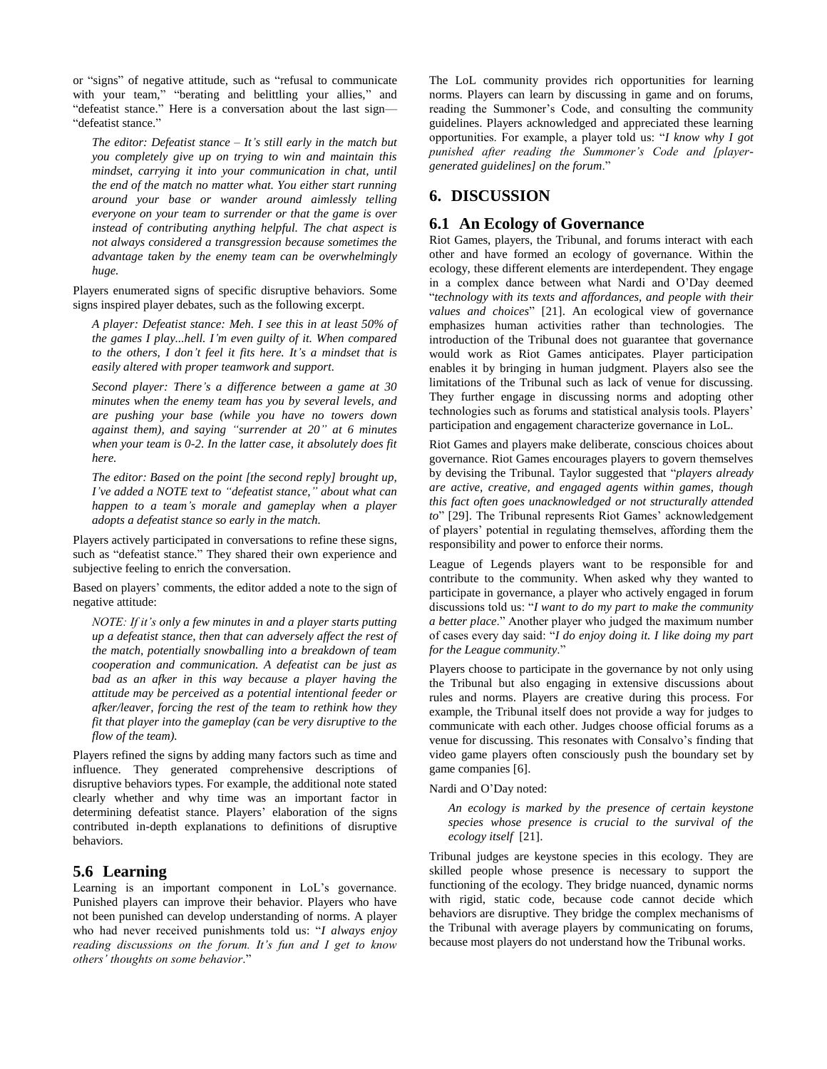or "signs" of negative attitude, such as "refusal to communicate with your team," "berating and belittling your allies," and "defeatist stance." Here is a conversation about the last sign—"defeatist stance."

> *The editor: Defeatist stance – It's still early in the match but you completely give up on trying to win and maintain this mindset, carrying it into your communication in chat, until the end of the match no matter what. You either start running around your base or wander around aimlessly telling everyone on your team to surrender or that the game is over instead of contributing anything helpful. The chat aspect is not always considered a transgression because sometimes the advantage taken by the enemy team can be overwhelmingly huge.*

Players enumerated signs of specific disruptive behaviors. Some signs inspired player debates, such as the following excerpt.

> *A player: Defeatist stance: Meh. I see this in at least 50% of the games I play...hell. I'm even guilty of it. When compared to the others, I don't feel it fits here. It's a mindset that is easily altered with proper teamwork and support.*
>
> *Second player: There's a difference between a game at 30 minutes when the enemy team has you by several levels, and are pushing your base (while you have no towers down against them), and saying "surrender at 20" at 6 minutes when your team is 0-2. In the latter case, it absolutely does fit here.*
>
> *The editor: Based on the point [the second reply] brought up, I've added a NOTE text to "defeatist stance," about what can happen to a team's morale and gameplay when a player adopts a defeatist stance so early in the match.*

Players actively participated in conversations to refine these signs, such as "defeatist stance." They shared their own experience and subjective feeling to enrich the conversation.

Based on players' comments, the editor added a note to the sign of negative attitude:

> *NOTE: If it's only a few minutes in and a player starts putting up a defeatist stance, then that can adversely affect the rest of the match, potentially snowballing into a breakdown of team cooperation and communication. A defeatist can be just as bad as an afker in this way because a player having the attitude may be perceived as a potential intentional feeder or afker/leaver, forcing the rest of the team to rethink how they fit that player into the gameplay (can be very disruptive to the flow of the team).*

Players refined the signs by adding many factors such as time and influence. They generated comprehensive descriptions of disruptive behaviors types. For example, the additional note stated clearly whether and why time was an important factor in determining defeatist stance. Players' elaboration of the signs contributed in-depth explanations to definitions of disruptive behaviors.

## 5.6 Learning

Learning is an important component in LoL's governance. Punished players can improve their behavior. Players who have not been punished can develop understanding of norms. A player who had never received punishments told us: "*I always enjoy reading discussions on the forum. It's fun and I get to know others' thoughts on some behavior.*"

The LoL community provides rich opportunities for learning norms. Players can learn by discussing in game and on forums, reading the Summoner's Code, and consulting the community guidelines. Players acknowledged and appreciated these learning opportunities. For example, a player told us: "*I know why I got punished after reading the Summoner's Code and [player-generated guidelines] on the forum*."

# 6. DISCUSSION

## 6.1 An Ecology of Governance

Riot Games, players, the Tribunal, and forums interact with each other and have formed an ecology of governance. Within the ecology, these different elements are interdependent. They engage in a complex dance between what Nardi and O'Day deemed "*technology with its texts and affordances, and people with their values and choices*" [21]. An ecological view of governance emphasizes human activities rather than technologies. The introduction of the Tribunal does not guarantee that governance would work as Riot Games anticipates. Player participation enables it by bringing in human judgment. Players also see the limitations of the Tribunal such as lack of venue for discussing. They further engage in discussing norms and adopting other technologies such as forums and statistical analysis tools. Players' participation and engagement characterize governance in LoL.

Riot Games and players make deliberate, conscious choices about governance. Riot Games encourages players to govern themselves by devising the Tribunal. Taylor suggested that "*players already are active, creative, and engaged agents within games, though this fact often goes unacknowledged or not structurally attended to*" [29]. The Tribunal represents Riot Games' acknowledgement of players' potential in regulating themselves, affording them the responsibility and power to enforce their norms.

League of Legends players want to be responsible for and contribute to the community. When asked why they wanted to participate in governance, a player who actively engaged in forum discussions told us: "*I want to do my part to make the community a better place*." Another player who judged the maximum number of cases every day said: "*I do enjoy doing it. I like doing my part for the League community*."

Players choose to participate in the governance by not only using the Tribunal but also engaging in extensive discussions about rules and norms. Players are creative during this process. For example, the Tribunal itself does not provide a way for judges to communicate with each other. Judges choose official forums as a venue for discussing. This resonates with Consalvo's finding that video game players often consciously push the boundary set by game companies [6].

Nardi and O'Day noted:

> *An ecology is marked by the presence of certain keystone species whose presence is crucial to the survival of the ecology itself* [21].

Tribunal judges are keystone species in this ecology. They are skilled people whose presence is necessary to support the functioning of the ecology. They bridge nuanced, dynamic norms with rigid, static code, because code cannot decide which behaviors are disruptive. They bridge the complex mechanisms of the Tribunal with average players by communicating on forums, because most players do not understand how the Tribunal works.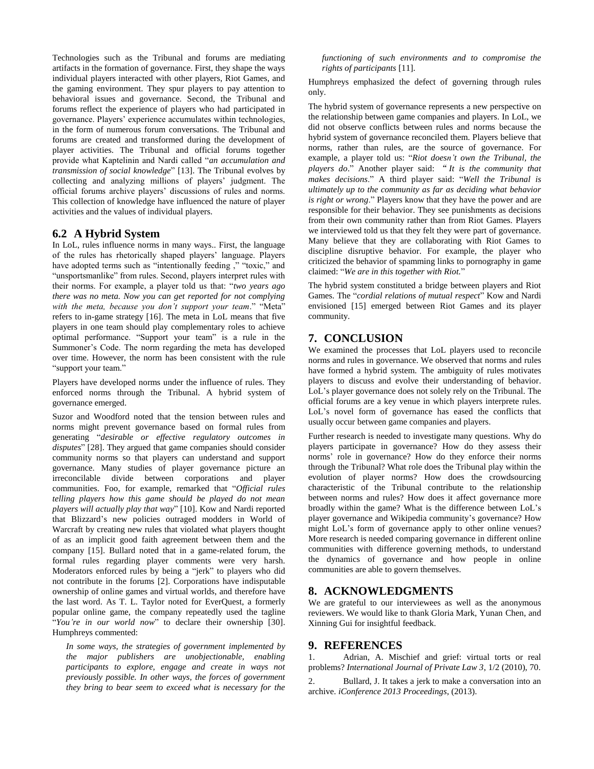Technologies such as the Tribunal and forums are mediating artifacts in the formation of governance. First, they shape the ways individual players interacted with other players, Riot Games, and the gaming environment. They spur players to pay attention to behavioral issues and governance. Second, the Tribunal and forums reflect the experience of players who had participated in governance. Players' experience accumulates within technologies, in the form of numerous forum conversations. The Tribunal and forums are created and transformed during the development of player activities. The Tribunal and official forums together provide what Kaptelinin and Nardi called "*an accumulation and transmission of social knowledge*" [13]. The Tribunal evolves by collecting and analyzing millions of players' judgment. The official forums archive players' discussions of rules and norms. This collection of knowledge have influenced the nature of player activities and the values of individual players.

## 6.2 A Hybrid System

In LoL, rules influence norms in many ways.. First, the language of the rules has rhetorically shaped players' language. Players have adopted terms such as "intentionally feeding ," "toxic," and "unsportsmanlike" from rules. Second, players interpret rules with their norms. For example, a player told us that: "*two years ago there was no meta. Now you can get reported for not complying with the meta, because you don't support your team*." "Meta" refers to in-game strategy [16]. The meta in LoL means that five players in one team should play complementary roles to achieve optimal performance. "Support your team" is a rule in the Summoner's Code. The norm regarding the meta has developed over time. However, the norm has been consistent with the rule "support your team."

Players have developed norms under the influence of rules. They enforced norms through the Tribunal. A hybrid system of governance emerged.

Suzor and Woodford noted that the tension between rules and norms might prevent governance based on formal rules from generating "*desirable or effective regulatory outcomes in disputes*" [28]. They argued that game companies should consider community norms so that players can understand and support governance. Many studies of player governance picture an irreconcilable divide between corporations and player communities. Foo, for example, remarked that "*Official rules telling players how this game should be played do not mean players will actually play that way*" [10]. Kow and Nardi reported that Blizzard's new policies outraged modders in World of Warcraft by creating new rules that violated what players thought of as an implicit good faith agreement between them and the company [15]. Bullard noted that in a game-related forum, the formal rules regarding player comments were very harsh. Moderators enforced rules by being a "jerk" to players who did not contribute in the forums [2]. Corporations have indisputable ownership of online games and virtual worlds, and therefore have the last word. As T. L. Taylor noted for EverQuest, a formerly popular online game, the company repeatedly used the tagline "*You're in our world now*" to declare their ownership [30]. Humphreys commented:

> *In some ways, the strategies of government implemented by the major publishers are unobjectionable, enabling participants to explore, engage and create in ways not previously possible. In other ways, the forces of government they bring to bear seem to exceed what is necessary for the functioning of such environments and to compromise the rights of participants* [11].

Humphreys emphasized the defect of governing through rules only.

The hybrid system of governance represents a new perspective on the relationship between game companies and players. In LoL, we did not observe conflicts between rules and norms because the hybrid system of governance reconciled them. Players believe that norms, rather than rules, are the source of governance. For example, a player told us: "*Riot doesn't own the Tribunal, the players do*." Another player said: "*It is the community that makes decisions*." A third player said: "*Well the Tribunal is ultimately up to the community as far as deciding what behavior is right or wrong*." Players know that they have the power and are responsible for their behavior. They see punishments as decisions from their own community rather than from Riot Games. Players we interviewed told us that they felt they were part of governance. Many believe that they are collaborating with Riot Games to discipline disruptive behavior. For example, the player who criticized the behavior of spamming links to pornography in game claimed: "*We are in this together with Riot.*"

The hybrid system constituted a bridge between players and Riot Games. The "*cordial relations of mutual respect*" Kow and Nardi envisioned [15] emerged between Riot Games and its player community.

# 7. CONCLUSION

We examined the processes that LoL players used to reconcile norms and rules in governance. We observed that norms and rules have formed a hybrid system. The ambiguity of rules motivates players to discuss and evolve their understanding of behavior. LoL's player governance does not solely rely on the Tribunal. The official forums are a key venue in which players interprete rules. LoL's novel form of governance has eased the conflicts that usually occur between game companies and players.

Further research is needed to investigate many questions. Why do players participate in governance? How do they assess their norms' role in governance? How do they enforce their norms through the Tribunal? What role does the Tribunal play within the evolution of player norms? How does the crowdsourcing characteristic of the Tribunal contribute to the relationship between norms and rules? How does it affect governance more broadly within the game? What is the difference between LoL's player governance and Wikipedia community's governance? How might LoL's form of governance apply to other online venues? More research is needed comparing governance in different online communities with difference governing methods, to understand the dynamics of governance and how people in online communities are able to govern themselves.

# 8. ACKNOWLEDGMENTS

We are grateful to our interviewees as well as the anonymous reviewers. We would like to thank Gloria Mark, Yunan Chen, and Xinning Gui for insightful feedback.

# 9. REFERENCES

1. Adrian, A. Mischief and grief: virtual torts or real problems? *International Journal of Private Law 3*, 1/2 (2010), 70.

2. Bullard, J. It takes a jerk to make a conversation into an archive. *iConference 2013 Proceedings*, (2013).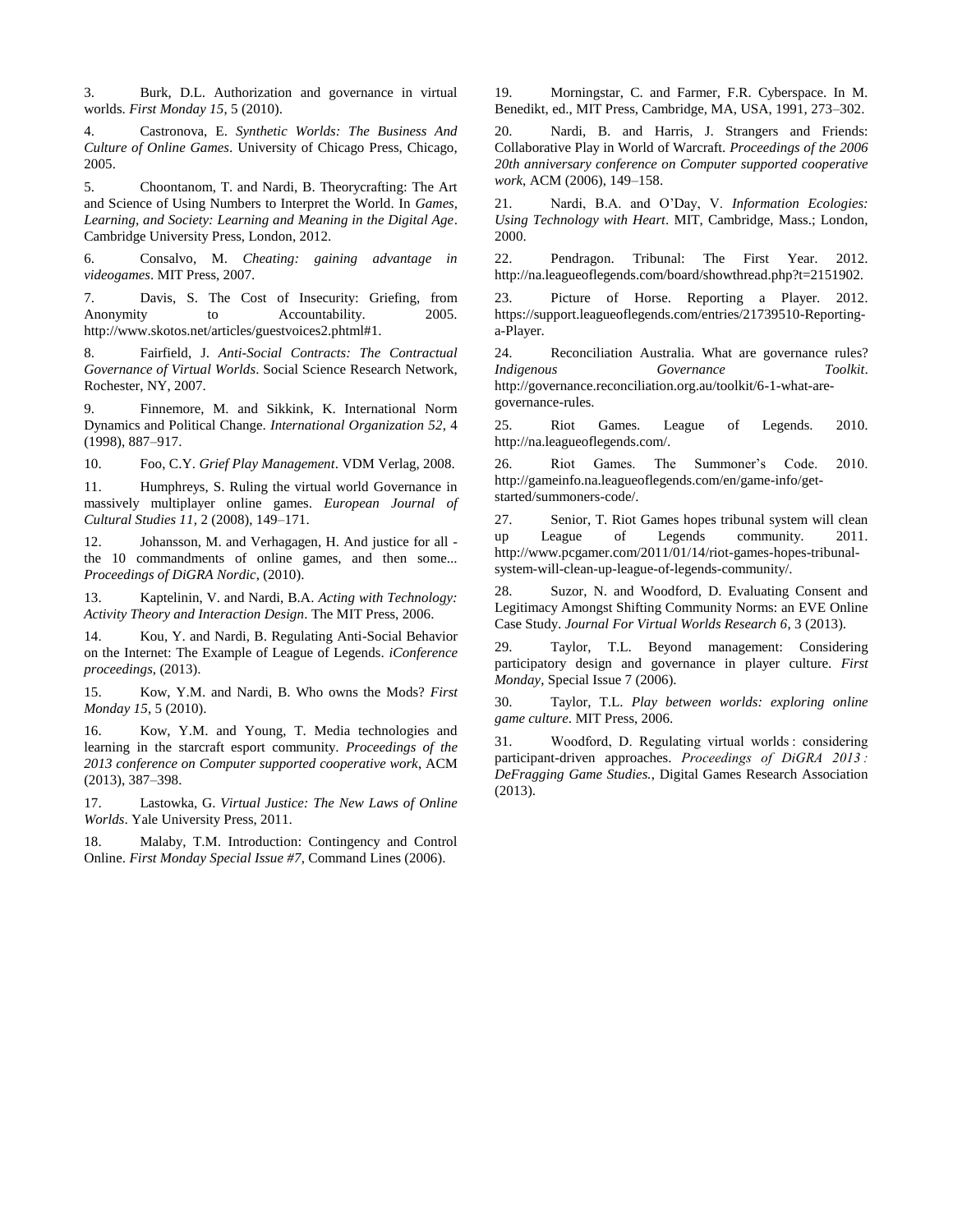3. Burk, D.L. Authorization and governance in virtual worlds. *First Monday 15*, 5 (2010).

4. Castronova, E. *Synthetic Worlds: The Business And Culture of Online Games*. University of Chicago Press, Chicago, 2005.

5. Choontanom, T. and Nardi, B. Theorycrafting: The Art and Science of Using Numbers to Interpret the World. In *Games, Learning, and Society: Learning and Meaning in the Digital Age*. Cambridge University Press, London, 2012.

6. Consalvo, M. *Cheating: gaining advantage in videogames*. MIT Press, 2007.

7. Davis, S. The Cost of Insecurity: Griefing, from Anonymity to Accountability. 2005. http://www.skotos.net/articles/guestvoices2.phtml#1.

8. Fairfield, J. *Anti-Social Contracts: The Contractual Governance of Virtual Worlds*. Social Science Research Network, Rochester, NY, 2007.

9. Finnemore, M. and Sikkink, K. International Norm Dynamics and Political Change. *International Organization 52*, 4 (1998), 887–917.

10. Foo, C.Y. *Grief Play Management*. VDM Verlag, 2008.

11. Humphreys, S. Ruling the virtual world Governance in massively multiplayer online games. *European Journal of Cultural Studies 11*, 2 (2008), 149–171.

12. Johansson, M. and Verhagagen, H. And justice for all - the 10 commandments of online games, and then some... *Proceedings of DiGRA Nordic*, (2010).

13. Kaptelinin, V. and Nardi, B.A. *Acting with Technology: Activity Theory and Interaction Design*. The MIT Press, 2006.

14. Kou, Y. and Nardi, B. Regulating Anti-Social Behavior on the Internet: The Example of League of Legends. *iConference proceedings*, (2013).

15. Kow, Y.M. and Nardi, B. Who owns the Mods? *First Monday 15*, 5 (2010).

16. Kow, Y.M. and Young, T. Media technologies and learning in the starcraft esport community. *Proceedings of the 2013 conference on Computer supported cooperative work*, ACM (2013), 387–398.

17. Lastowka, G. *Virtual Justice: The New Laws of Online Worlds*. Yale University Press, 2011.

18. Malaby, T.M. Introduction: Contingency and Control Online. *First Monday Special Issue #7*, Command Lines (2006).

19. Morningstar, C. and Farmer, F.R. Cyberspace. In M. Benedikt, ed., MIT Press, Cambridge, MA, USA, 1991, 273–302.

20. Nardi, B. and Harris, J. Strangers and Friends: Collaborative Play in World of Warcraft. *Proceedings of the 2006 20th anniversary conference on Computer supported cooperative work*, ACM (2006), 149–158.

21. Nardi, B.A. and O'Day, V. *Information Ecologies: Using Technology with Heart*. MIT, Cambridge, Mass.; London, 2000.

22. Pendragon. Tribunal: The First Year. 2012. http://na.leagueoflegends.com/board/showthread.php?t=2151902.

23. Picture of Horse. Reporting a Player. 2012. https://support.leagueoflegends.com/entries/21739510-Reporting-a-Player.

24. Reconciliation Australia. What are governance rules? *Indigenous Governance Toolkit*. http://governance.reconciliation.org.au/toolkit/6-1-what-are-governance-rules.

25. Riot Games. League of Legends. 2010. http://na.leagueoflegends.com/.

26. Riot Games. The Summoner's Code. 2010. http://gameinfo.na.leagueoflegends.com/en/game-info/get-started/summoners-code/.

27. Senior, T. Riot Games hopes tribunal system will clean up League of Legends community. 2011. http://www.pcgamer.com/2011/01/14/riot-games-hopes-tribunal-system-will-clean-up-league-of-legends-community/.

28. Suzor, N. and Woodford, D. Evaluating Consent and Legitimacy Amongst Shifting Community Norms: an EVE Online Case Study. *Journal For Virtual Worlds Research 6*, 3 (2013).

29. Taylor, T.L. Beyond management: Considering participatory design and governance in player culture. *First Monday*, Special Issue 7 (2006).

30. Taylor, T.L. *Play between worlds: exploring online game culture*. MIT Press, 2006.

31. Woodford, D. Regulating virtual worlds : considering participant-driven approaches. *Proceedings of DiGRA 2013 : DeFragging Game Studies.*, Digital Games Research Association (2013).